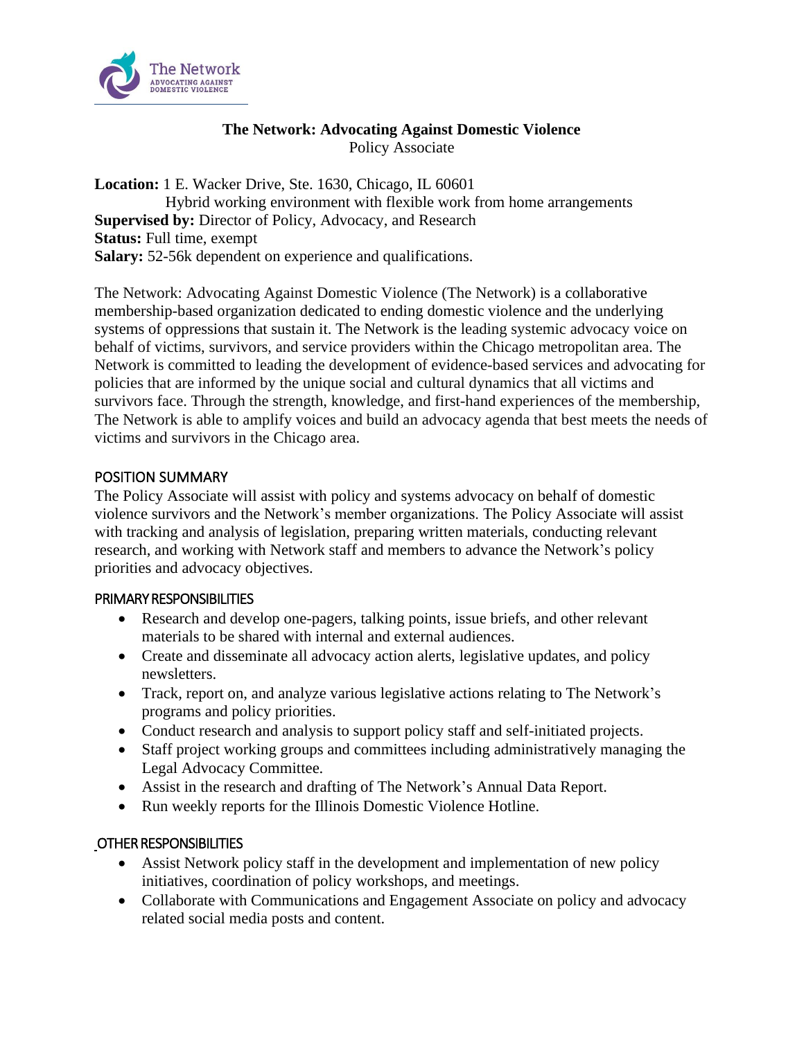# The Network: Advocating Against Domestic Violence

Policy Associate

**Location:** 1 E. Wacker Drive, Ste. 1630, Chicago, IL 60601
Hybrid working environment with flexible work from home arrangements
**Supervised by:** Director of Policy, Advocacy, and Research
**Status:** Full time, exempt
**Salary:** 52-56k dependent on experience and qualifications.

The Network: Advocating Against Domestic Violence (The Network) is a collaborative membership-based organization dedicated to ending domestic violence and the underlying systems of oppressions that sustain it. The Network is the leading systemic advocacy voice on behalf of victims, survivors, and service providers within the Chicago metropolitan area. The Network is committed to leading the development of evidence-based services and advocating for policies that are informed by the unique social and cultural dynamics that all victims and survivors face. Through the strength, knowledge, and first-hand experiences of the membership, The Network is able to amplify voices and build an advocacy agenda that best meets the needs of victims and survivors in the Chicago area.

## POSITION SUMMARY

The Policy Associate will assist with policy and systems advocacy on behalf of domestic violence survivors and the Network's member organizations. The Policy Associate will assist with tracking and analysis of legislation, preparing written materials, conducting relevant research, and working with Network staff and members to advance the Network's policy priorities and advocacy objectives.

### PRIMARY RESPONSIBILITIES

- Research and develop one-pagers, talking points, issue briefs, and other relevant materials to be shared with internal and external audiences.
- Create and disseminate all advocacy action alerts, legislative updates, and policy newsletters.
- Track, report on, and analyze various legislative actions relating to The Network's programs and policy priorities.
- Conduct research and analysis to support policy staff and self-initiated projects.
- Staff project working groups and committees including administratively managing the Legal Advocacy Committee.
- Assist in the research and drafting of The Network's Annual Data Report.
- Run weekly reports for the Illinois Domestic Violence Hotline.

### OTHER RESPONSIBILITIES

- Assist Network policy staff in the development and implementation of new policy initiatives, coordination of policy workshops, and meetings.
- Collaborate with Communications and Engagement Associate on policy and advocacy related social media posts and content.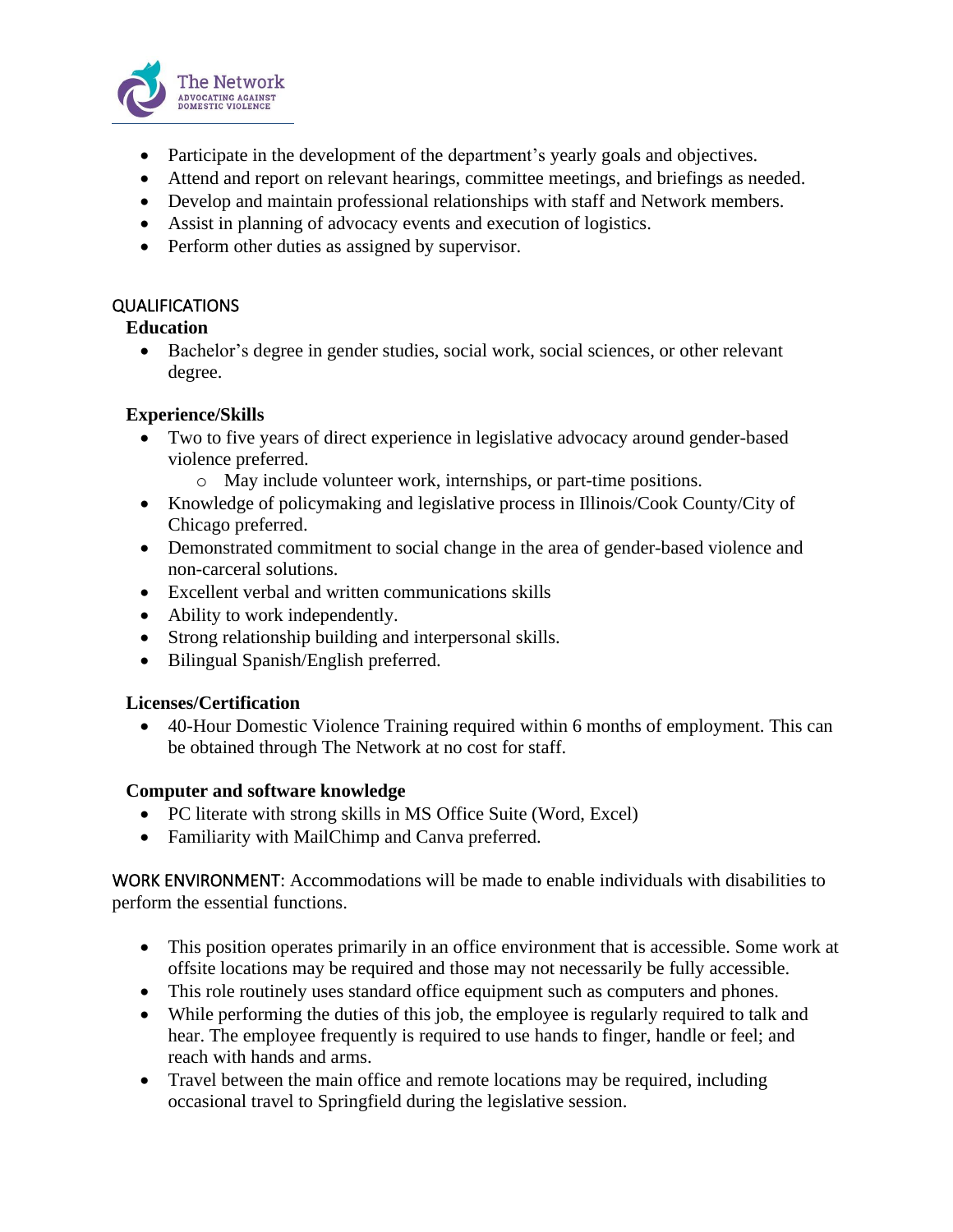- Participate in the development of the department's yearly goals and objectives.
- Attend and report on relevant hearings, committee meetings, and briefings as needed.
- Develop and maintain professional relationships with staff and Network members.
- Assist in planning of advocacy events and execution of logistics.
- Perform other duties as assigned by supervisor.

## QUALIFICATIONS

### Education

- Bachelor's degree in gender studies, social work, social sciences, or other relevant degree.

### Experience/Skills

- Two to five years of direct experience in legislative advocacy around gender-based violence preferred.
  - May include volunteer work, internships, or part-time positions.
- Knowledge of policymaking and legislative process in Illinois/Cook County/City of Chicago preferred.
- Demonstrated commitment to social change in the area of gender-based violence and non-carceral solutions.
- Excellent verbal and written communications skills
- Ability to work independently.
- Strong relationship building and interpersonal skills.
- Bilingual Spanish/English preferred.

### Licenses/Certification

- 40-Hour Domestic Violence Training required within 6 months of employment. This can be obtained through The Network at no cost for staff.

### Computer and software knowledge

- PC literate with strong skills in MS Office Suite (Word, Excel)
- Familiarity with MailChimp and Canva preferred.

WORK ENVIRONMENT: Accommodations will be made to enable individuals with disabilities to perform the essential functions.

- This position operates primarily in an office environment that is accessible. Some work at offsite locations may be required and those may not necessarily be fully accessible.
- This role routinely uses standard office equipment such as computers and phones.
- While performing the duties of this job, the employee is regularly required to talk and hear. The employee frequently is required to use hands to finger, handle or feel; and reach with hands and arms.
- Travel between the main office and remote locations may be required, including occasional travel to Springfield during the legislative session.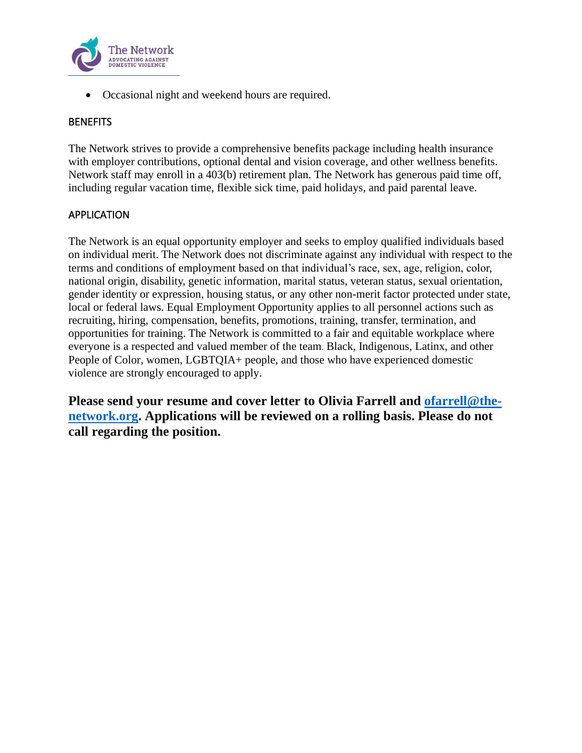- Occasional night and weekend hours are required.

## BENEFITS

The Network strives to provide a comprehensive benefits package including health insurance with employer contributions, optional dental and vision coverage, and other wellness benefits. Network staff may enroll in a 403(b) retirement plan. The Network has generous paid time off, including regular vacation time, flexible sick time, paid holidays, and paid parental leave.

## APPLICATION

The Network is an equal opportunity employer and seeks to employ qualified individuals based on individual merit. The Network does not discriminate against any individual with respect to the terms and conditions of employment based on that individual's race, sex, age, religion, color, national origin, disability, genetic information, marital status, veteran status, sexual orientation, gender identity or expression, housing status, or any other non-merit factor protected under state, local or federal laws. Equal Employment Opportunity applies to all personnel actions such as recruiting, hiring, compensation, benefits, promotions, training, transfer, termination, and opportunities for training. The Network is committed to a fair and equitable workplace where everyone is a respected and valued member of the team. Black, Indigenous, Latinx, and other People of Color, women, LGBTQIA+ people, and those who have experienced domestic violence are strongly encouraged to apply.

**Please send your resume and cover letter to Olivia Farrell and [ofarrell@the-network.org](mailto:ofarrell@the-network.org). Applications will be reviewed on a rolling basis. Please do not call regarding the position.**